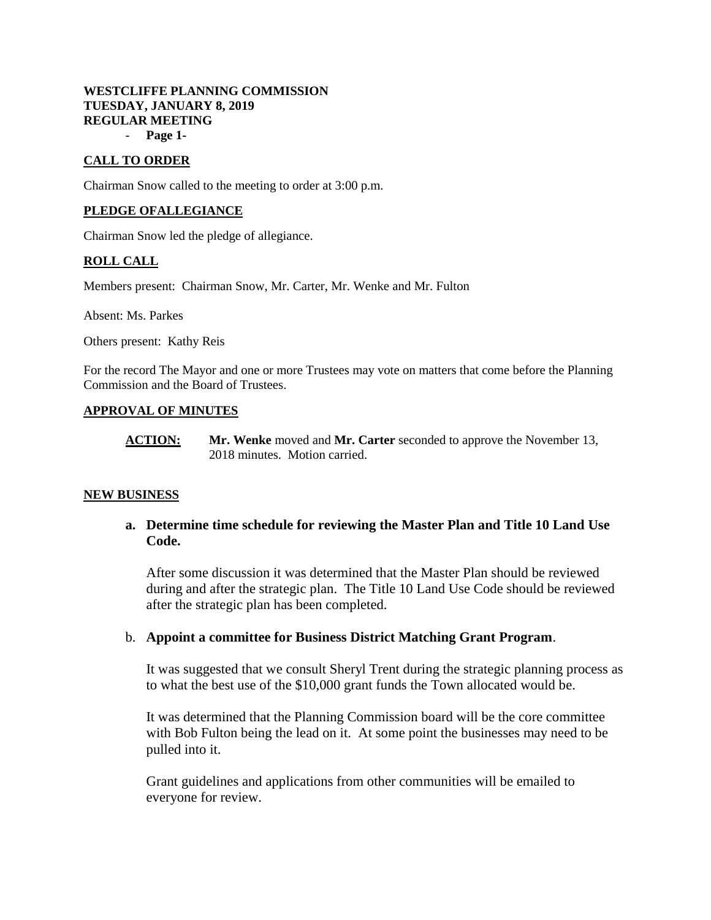**WESTCLIFFE PLANNING COMMISSION**
**TUESDAY, JANUARY 8, 2019**
**REGULAR MEETING**

## CALL TO ORDER

Chairman Snow called to the meeting to order at 3:00 p.m.

## PLEDGE OFALLEGIANCE

Chairman Snow led the pledge of allegiance.

## ROLL CALL

Members present: Chairman Snow, Mr. Carter, Mr. Wenke and Mr. Fulton

Absent: Ms. Parkes

Others present: Kathy Reis

For the record The Mayor and one or more Trustees may vote on matters that come before the Planning Commission and the Board of Trustees.

## APPROVAL OF MINUTES

**ACTION:** **Mr. Wenke** moved and **Mr. Carter** seconded to approve the November 13, 2018 minutes. Motion carried.

## NEW BUSINESS

**a. Determine time schedule for reviewing the Master Plan and Title 10 Land Use Code.**

After some discussion it was determined that the Master Plan should be reviewed during and after the strategic plan. The Title 10 Land Use Code should be reviewed after the strategic plan has been completed.

b. **Appoint a committee for Business District Matching Grant Program**.

It was suggested that we consult Sheryl Trent during the strategic planning process as to what the best use of the $10,000 grant funds the Town allocated would be.

It was determined that the Planning Commission board will be the core committee with Bob Fulton being the lead on it. At some point the businesses may need to be pulled into it.

Grant guidelines and applications from other communities will be emailed to everyone for review.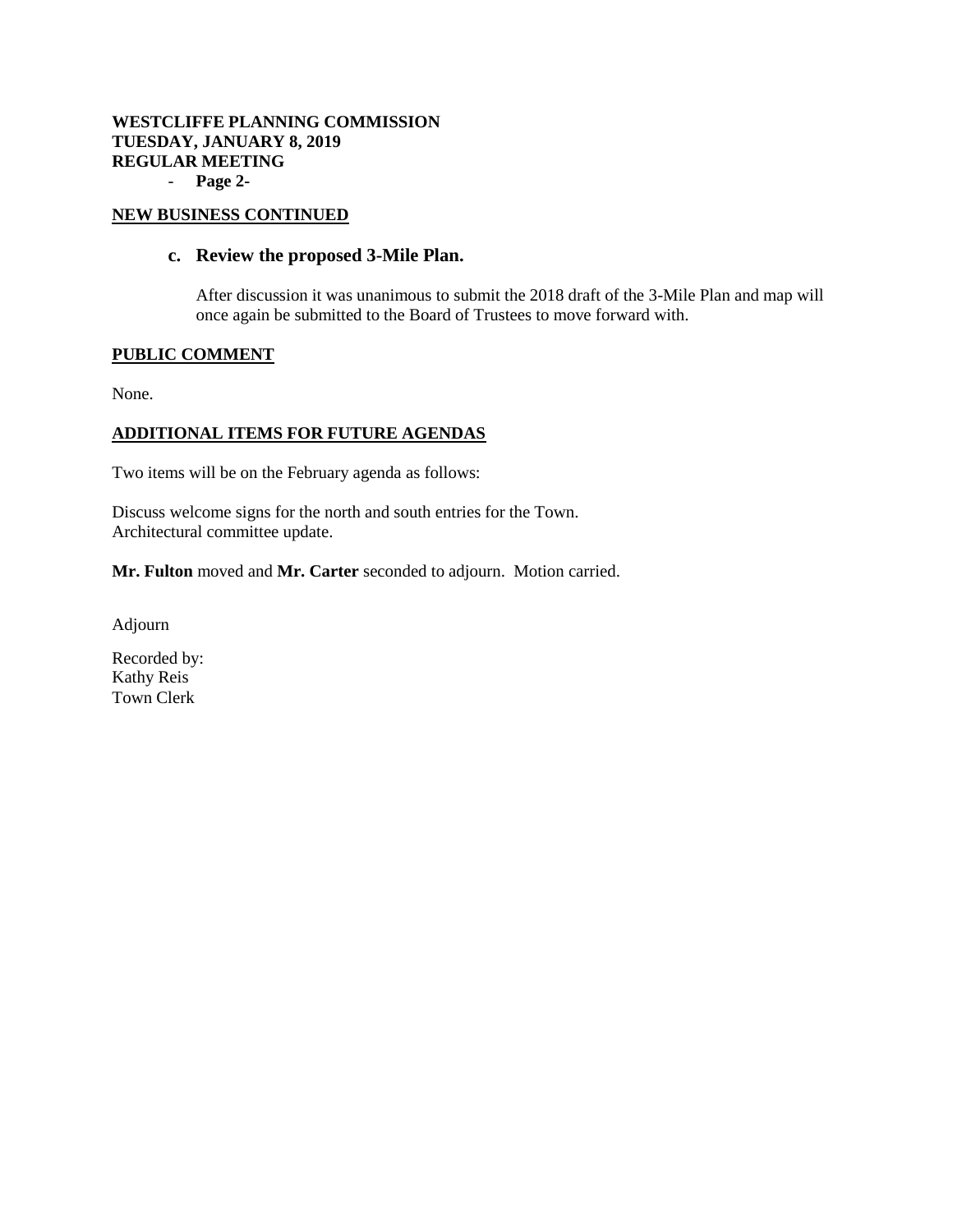## NEW BUSINESS CONTINUED

### c. Review the proposed 3-Mile Plan.

After discussion it was unanimous to submit the 2018 draft of the 3-Mile Plan and map will once again be submitted to the Board of Trustees to move forward with.

## PUBLIC COMMENT

None.

## ADDITIONAL ITEMS FOR FUTURE AGENDAS

Two items will be on the February agenda as follows:

Discuss welcome signs for the north and south entries for the Town.
Architectural committee update.

**Mr. Fulton** moved and **Mr. Carter** seconded to adjourn. Motion carried.

Adjourn

Recorded by:
Kathy Reis
Town Clerk